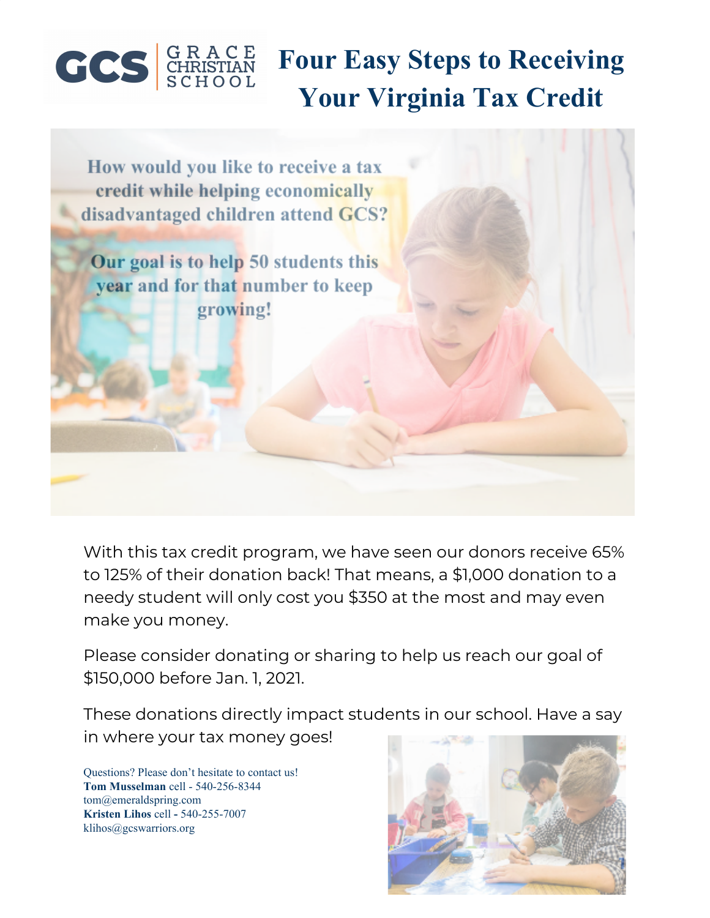GCS | GRACE CHRISTIAN SCHOOL

# Four Easy Steps to Receiving Your Virginia Tax Credit

**How would you like to receive a tax credit while helping economically disadvantaged children attend GCS?**

**Our goal is to help 50 students this year and for that number to keep growing!**

With this tax credit program, we have seen our donors receive 65% to 125% of their donation back! That means, a $1,000 donation to a needy student will only cost you $350 at the most and may even make you money.

Please consider donating or sharing to help us reach our goal of $150,000 before Jan. 1, 2021.

These donations directly impact students in our school. Have a say in where your tax money goes!

Questions? Please don't hesitate to contact us!
**Tom Musselman** cell - 540-256-8344
tom@emeraldspring.com
**Kristen Lihos** cell **-** 540-255-7007
klihos@gcswarriors.org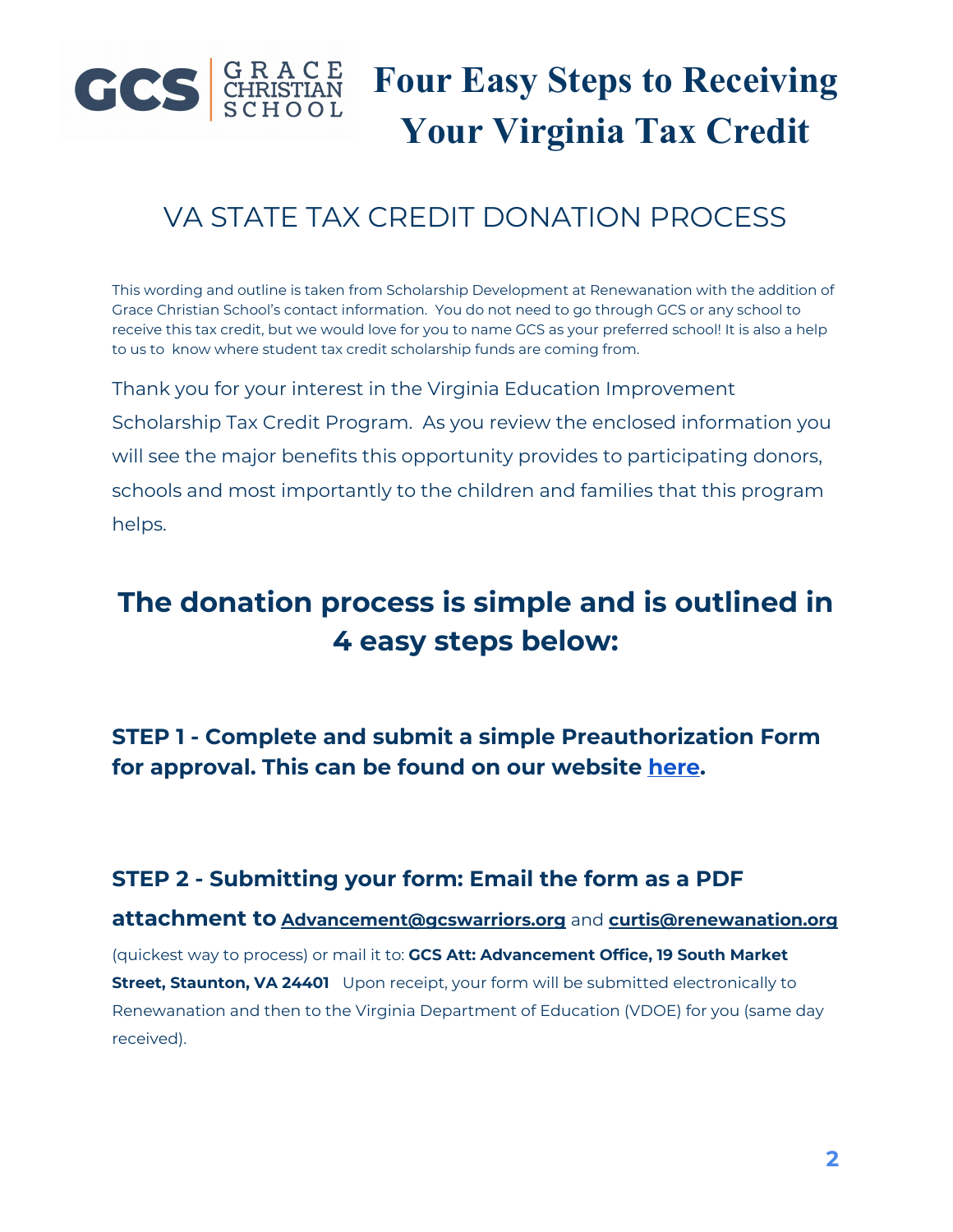GCS | GRACE CHRISTIAN SCHOOL

# Four Easy Steps to Receiving Your Virginia Tax Credit

## VA STATE TAX CREDIT DONATION PROCESS

This wording and outline is taken from Scholarship Development at Renewanation with the addition of Grace Christian School's contact information. You do not need to go through GCS or any school to receive this tax credit, but we would love for you to name GCS as your preferred school! It is also a help to us to know where student tax credit scholarship funds are coming from.

Thank you for your interest in the Virginia Education Improvement Scholarship Tax Credit Program. As you review the enclosed information you will see the major benefits this opportunity provides to participating donors, schools and most importantly to the children and families that this program helps.

## The donation process is simple and is outlined in 4 easy steps below:

### STEP 1 - Complete and submit a simple Preauthorization Form for approval. This can be found on our website here.

### STEP 2 - Submitting your form: Email the form as a PDF attachment to Advancement@gcswarriors.org and curtis@renewanation.org

(quickest way to process) or mail it to: **GCS Att: Advancement Office, 19 South Market Street, Staunton, VA 24401** Upon receipt, your form will be submitted electronically to Renewanation and then to the Virginia Department of Education (VDOE) for you (same day received).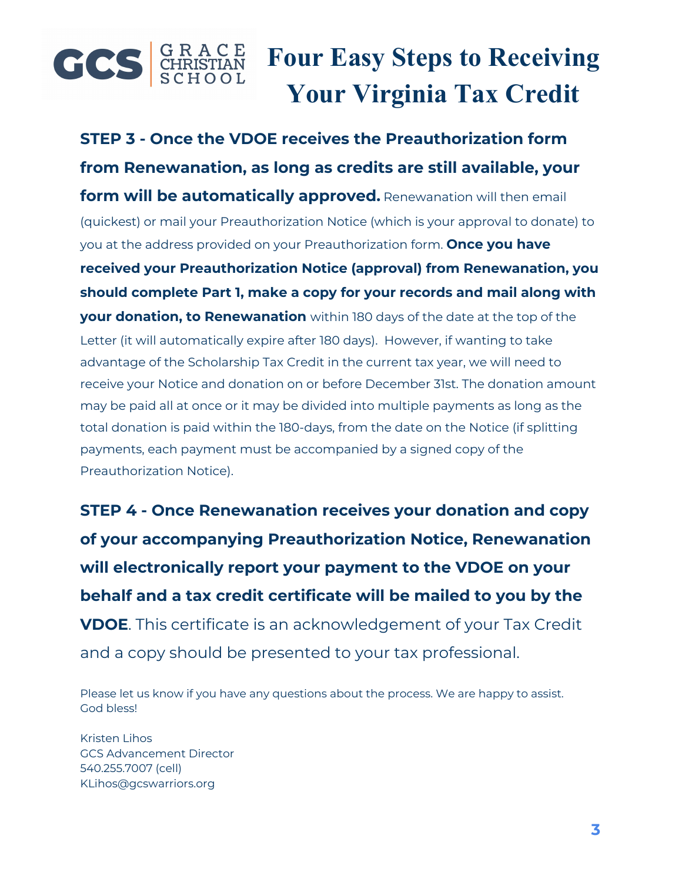# Four Easy Steps to Receiving Your Virginia Tax Credit

**STEP 3 - Once the VDOE receives the Preauthorization form from Renewanation, as long as credits are still available, your form will be automatically approved.** Renewanation will then email (quickest) or mail your Preauthorization Notice (which is your approval to donate) to you at the address provided on your Preauthorization form. **Once you have received your Preauthorization Notice (approval) from Renewanation, you should complete Part 1, make a copy for your records and mail along with your donation, to Renewanation** within 180 days of the date at the top of the Letter (it will automatically expire after 180 days). However, if wanting to take advantage of the Scholarship Tax Credit in the current tax year, we will need to receive your Notice and donation on or before December 31st. The donation amount may be paid all at once or it may be divided into multiple payments as long as the total donation is paid within the 180-days, from the date on the Notice (if splitting payments, each payment must be accompanied by a signed copy of the Preauthorization Notice).

**STEP 4 - Once Renewanation receives your donation and copy of your accompanying Preauthorization Notice, Renewanation will electronically report your payment to the VDOE on your behalf and a tax credit certificate will be mailed to you by the VDOE**. This certificate is an acknowledgement of your Tax Credit and a copy should be presented to your tax professional.

Please let us know if you have any questions about the process. We are happy to assist.
God bless!

Kristen Lihos
GCS Advancement Director
540.255.7007 (cell)
KLihos@gcswarriors.org